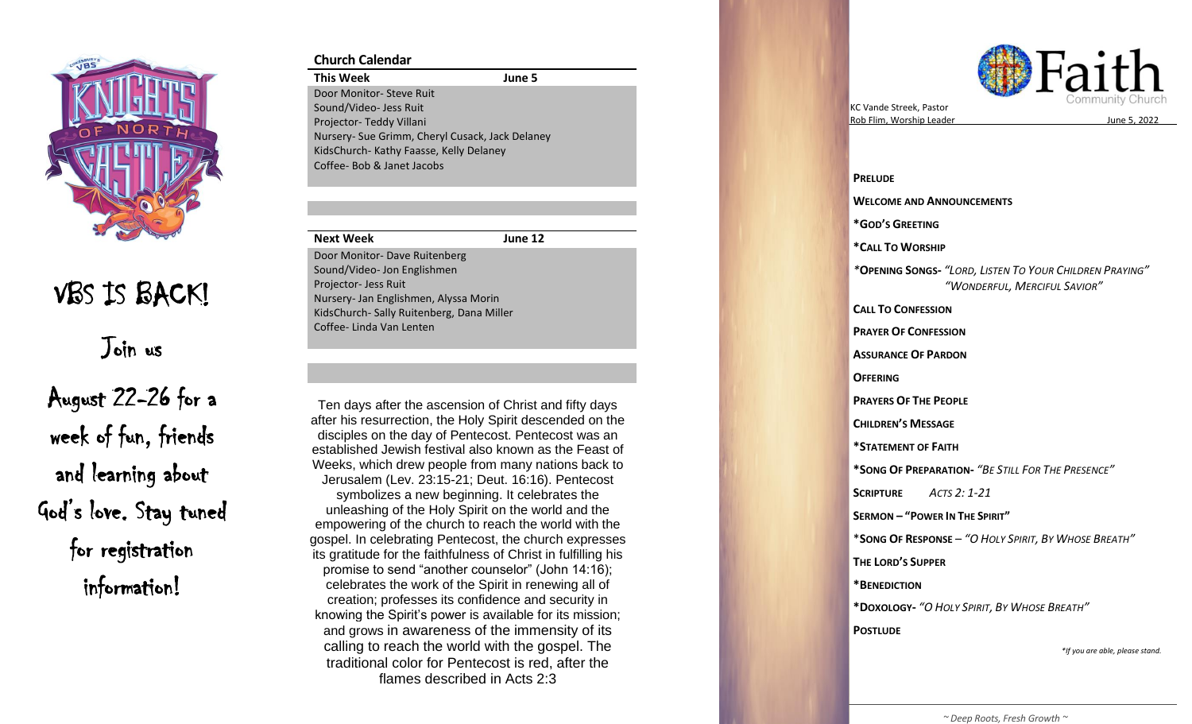VBS IS BACK!

Join us

August 22-26 for a week of fun, friends and learning about God's love. Stay tuned for registration information!

## Church Calendar

| This Week | June 5 |
|---|---|
| Door Monitor- Steve Ruit | |
| Sound/Video- Jess Ruit | |
| Projector- Teddy Villani | |
| Nursery- Sue Grimm, Cheryl Cusack, Jack Delaney | |
| KidsChurch- Kathy Faasse, Kelly Delaney | |
| Coffee- Bob & Janet Jacobs | |

| Next Week | June 12 |
|---|---|
| Door Monitor- Dave Ruitenberg | |
| Sound/Video- Jon Englishmen | |
| Projector- Jess Ruit | |
| Nursery- Jan Englishmen, Alyssa Morin | |
| KidsChurch- Sally Ruitenberg, Dana Miller | |
| Coffee- Linda Van Lenten | |

Ten days after the ascension of Christ and fifty days after his resurrection, the Holy Spirit descended on the disciples on the day of Pentecost. Pentecost was an established Jewish festival also known as the Feast of Weeks, which drew people from many nations back to Jerusalem (Lev. 23:15-21; Deut. 16:16). Pentecost symbolizes a new beginning. It celebrates the unleashing of the Holy Spirit on the world and the empowering of the church to reach the world with the gospel. In celebrating Pentecost, the church expresses its gratitude for the faithfulness of Christ in fulfilling his promise to send "another counselor" (John 14:16); celebrates the work of the Spirit in renewing all of creation; professes its confidence and security in knowing the Spirit's power is available for its mission; and grows in awareness of the immensity of its calling to reach the world with the gospel. The traditional color for Pentecost is red, after the flames described in Acts 2:3

# Faith Community Church

KC Vande Streek, Pastor
Rob Flim, Worship Leader

June 5, 2022

**PRELUDE**

**WELCOME AND ANNOUNCEMENTS**

***GOD'S GREETING**

***CALL TO WORSHIP**

***OPENING SONGS-** *"LORD, LISTEN TO YOUR CHILDREN PRAYING"*
*"WONDERFUL, MERCIFUL SAVIOR"*

**CALL TO CONFESSION**

**PRAYER OF CONFESSION**

**ASSURANCE OF PARDON**

**OFFERING**

**PRAYERS OF THE PEOPLE**

**CHILDREN'S MESSAGE**

***STATEMENT OF FAITH**

***SONG OF PREPARATION-** *"BE STILL FOR THE PRESENCE"*

**SCRIPTURE** *ACTS 2: 1-21*

**SERMON – "POWER IN THE SPIRIT"**

***SONG OF RESPONSE** – *"O HOLY SPIRIT, BY WHOSE BREATH"*

**THE LORD'S SUPPER**

***BENEDICTION**

***DOXOLOGY-** *"O HOLY SPIRIT, BY WHOSE BREATH"*

**POSTLUDE**

*\*If you are able, please stand.*

*~ Deep Roots, Fresh Growth ~*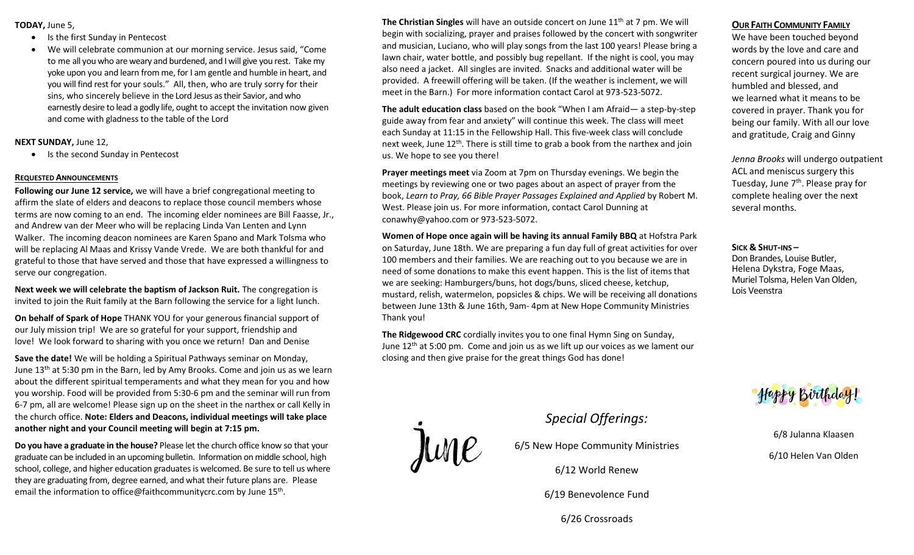**TODAY,** June 5,

- Is the first Sunday in Pentecost
- We will celebrate communion at our morning service. Jesus said, "Come to me all you who are weary and burdened, and I will give you rest. Take my yoke upon you and learn from me, for I am gentle and humble in heart, and you will find rest for your souls." All, then, who are truly sorry for their sins, who sincerely believe in the Lord Jesus as their Savior, and who earnestly desire to lead a godly life, ought to accept the invitation now given and come with gladness to the table of the Lord

**NEXT SUNDAY,** June 12,

- Is the second Sunday in Pentecost

**REQUESTED ANNOUNCEMENTS**

**Following our June 12 service,** we will have a brief congregational meeting to affirm the slate of elders and deacons to replace those council members whose terms are now coming to an end. The incoming elder nominees are Bill Faasse, Jr., and Andrew van der Meer who will be replacing Linda Van Lenten and Lynn Walker. The incoming deacon nominees are Karen Spano and Mark Tolsma who will be replacing Al Maas and Krissy Vande Vrede. We are both thankful for and grateful to those that have served and those that have expressed a willingness to serve our congregation.

**Next week we will celebrate the baptism of Jackson Ruit.** The congregation is invited to join the Ruit family at the Barn following the service for a light lunch.

**On behalf of Spark of Hope** THANK YOU for your generous financial support of our July mission trip! We are so grateful for your support, friendship and love! We look forward to sharing with you once we return! Dan and Denise

**Save the date!** We will be holding a Spiritual Pathways seminar on Monday, June 13th at 5:30 pm in the Barn, led by Amy Brooks. Come and join us as we learn about the different spiritual temperaments and what they mean for you and how you worship. Food will be provided from 5:30-6 pm and the seminar will run from 6-7 pm, all are welcome! Please sign up on the sheet in the narthex or call Kelly in the church office. **Note: Elders and Deacons, individual meetings will take place another night and your Council meeting will begin at 7:15 pm.**

**Do you have a graduate in the house?** Please let the church office know so that your graduate can be included in an upcoming bulletin. Information on middle school, high school, college, and higher education graduates is welcomed. Be sure to tell us where they are graduating from, degree earned, and what their future plans are. Please email the information to office@faithcommunitycrc.com by June 15th.

**The Christian Singles** will have an outside concert on June 11th at 7 pm. We will begin with socializing, prayer and praises followed by the concert with songwriter and musician, Luciano, who will play songs from the last 100 years! Please bring a lawn chair, water bottle, and possibly bug repellant. If the night is cool, you may also need a jacket. All singles are invited. Snacks and additional water will be provided. A freewill offering will be taken. (If the weather is inclement, we will meet in the Barn.) For more information contact Carol at 973-523-5072.

**The adult education class** based on the book "When I am Afraid— a step-by-step guide away from fear and anxiety" will continue this week. The class will meet each Sunday at 11:15 in the Fellowship Hall. This five-week class will conclude next week, June 12th. There is still time to grab a book from the narthex and join us. We hope to see you there!

**Prayer meetings meet** via Zoom at 7pm on Thursday evenings. We begin the meetings by reviewing one or two pages about an aspect of prayer from the book, *Learn to Pray, 66 Bible Prayer Passages Explained and Applied* by Robert M. West. Please join us. For more information, contact Carol Dunning at conawhy@yahoo.com or 973-523-5072.

**Women of Hope once again will be having its annual Family BBQ** at Hofstra Park on Saturday, June 18th. We are preparing a fun day full of great activities for over 100 members and their families. We are reaching out to you because we are in need of some donations to make this event happen. This is the list of items that we are seeking: Hamburgers/buns, hot dogs/buns, sliced cheese, ketchup, mustard, relish, watermelon, popsicles & chips. We will be receiving all donations between June 13th & June 16th, 9am- 4pm at New Hope Community Ministries Thank you!

**The Ridgewood CRC** cordially invites you to one final Hymn Sing on Sunday, June 12th at 5:00 pm. Come and join us as we lift up our voices as we lament our closing and then give praise for the great things God has done!

June

*Special Offerings:*

6/5 New Hope Community Ministries

6/12 World Renew

6/19 Benevolence Fund

6/26 Crossroads

**OUR FAITH COMMUNITY FAMILY**

We have been touched beyond words by the love and care and concern poured into us during our recent surgical journey. We are humbled and blessed, and we learned what it means to be covered in prayer. Thank you for being our family. With all our love and gratitude, Craig and Ginny

*Jenna Brooks* will undergo outpatient ACL and meniscus surgery this Tuesday, June 7th. Please pray for complete healing over the next several months.

**SICK & SHUT-INS –**
Don Brandes, Louise Butler, Helena Dykstra, Foge Maas, Muriel Tolsma, Helen Van Olden, Lois Veenstra

Happy Birthday!

6/8 Julanna Klaasen

6/10 Helen Van Olden